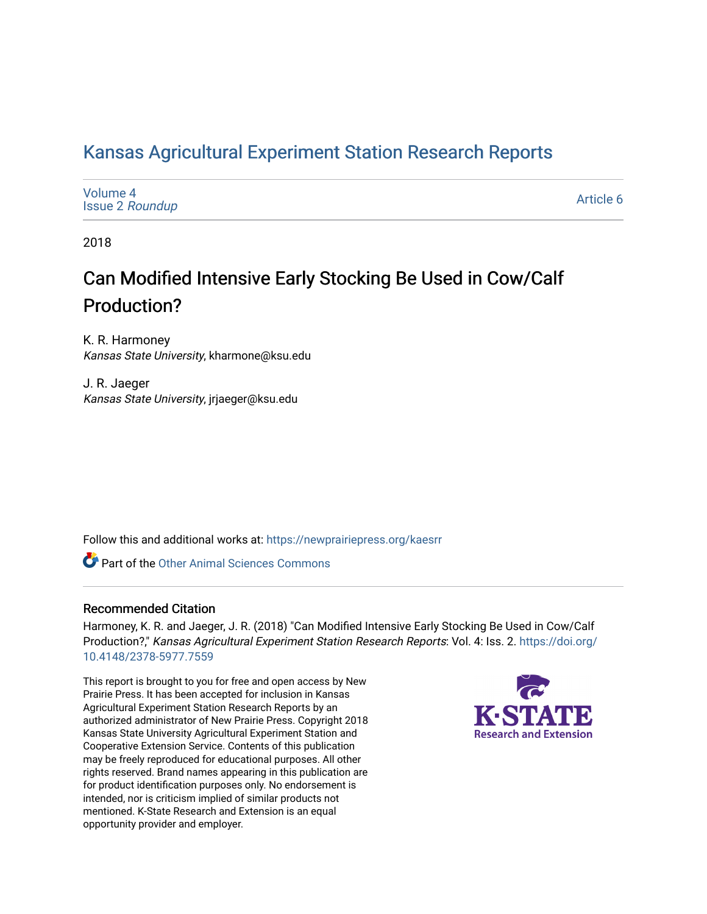# Kansas Agricultural Experiment Station Research Reports

Volume 4
Issue 2 *Roundup*

Article 6

2018

## Can Modified Intensive Early Stocking Be Used in Cow/Calf Production?

K. R. Harmoney
*Kansas State University*, kharmone@ksu.edu

J. R. Jaeger
*Kansas State University*, jrjaeger@ksu.edu

Follow this and additional works at: https://newprairiepress.org/kaesrr

Part of the Other Animal Sciences Commons

### Recommended Citation

Harmoney, K. R. and Jaeger, J. R. (2018) "Can Modified Intensive Early Stocking Be Used in Cow/Calf Production?," *Kansas Agricultural Experiment Station Research Reports*: Vol. 4: Iss. 2. https://doi.org/10.4148/2378-5977.7559

This report is brought to you for free and open access by New Prairie Press. It has been accepted for inclusion in Kansas Agricultural Experiment Station Research Reports by an authorized administrator of New Prairie Press. Copyright 2018 Kansas State University Agricultural Experiment Station and Cooperative Extension Service. Contents of this publication may be freely reproduced for educational purposes. All other rights reserved. Brand names appearing in this publication are for product identification purposes only. No endorsement is intended, nor is criticism implied of similar products not mentioned. K-State Research and Extension is an equal opportunity provider and employer.

K-STATE Research and Extension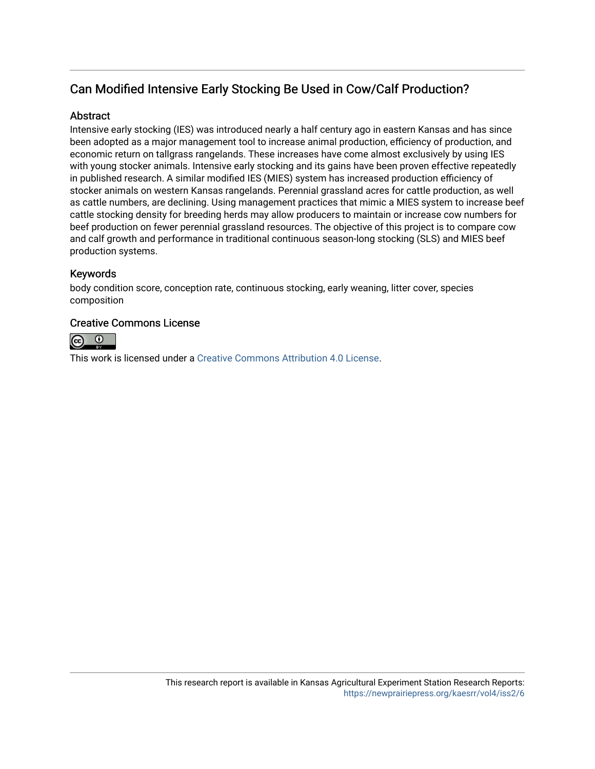## Can Modified Intensive Early Stocking Be Used in Cow/Calf Production?

### Abstract

Intensive early stocking (IES) was introduced nearly a half century ago in eastern Kansas and has since been adopted as a major management tool to increase animal production, efficiency of production, and economic return on tallgrass rangelands. These increases have come almost exclusively by using IES with young stocker animals. Intensive early stocking and its gains have been proven effective repeatedly in published research. A similar modified IES (MIES) system has increased production efficiency of stocker animals on western Kansas rangelands. Perennial grassland acres for cattle production, as well as cattle numbers, are declining. Using management practices that mimic a MIES system to increase beef cattle stocking density for breeding herds may allow producers to maintain or increase cow numbers for beef production on fewer perennial grassland resources. The objective of this project is to compare cow and calf growth and performance in traditional continuous season-long stocking (SLS) and MIES beef production systems.

### Keywords

body condition score, conception rate, continuous stocking, early weaning, litter cover, species composition

### Creative Commons License

This work is licensed under a Creative Commons Attribution 4.0 License.

This research report is available in Kansas Agricultural Experiment Station Research Reports: https://newprairiepress.org/kaesrr/vol4/iss2/6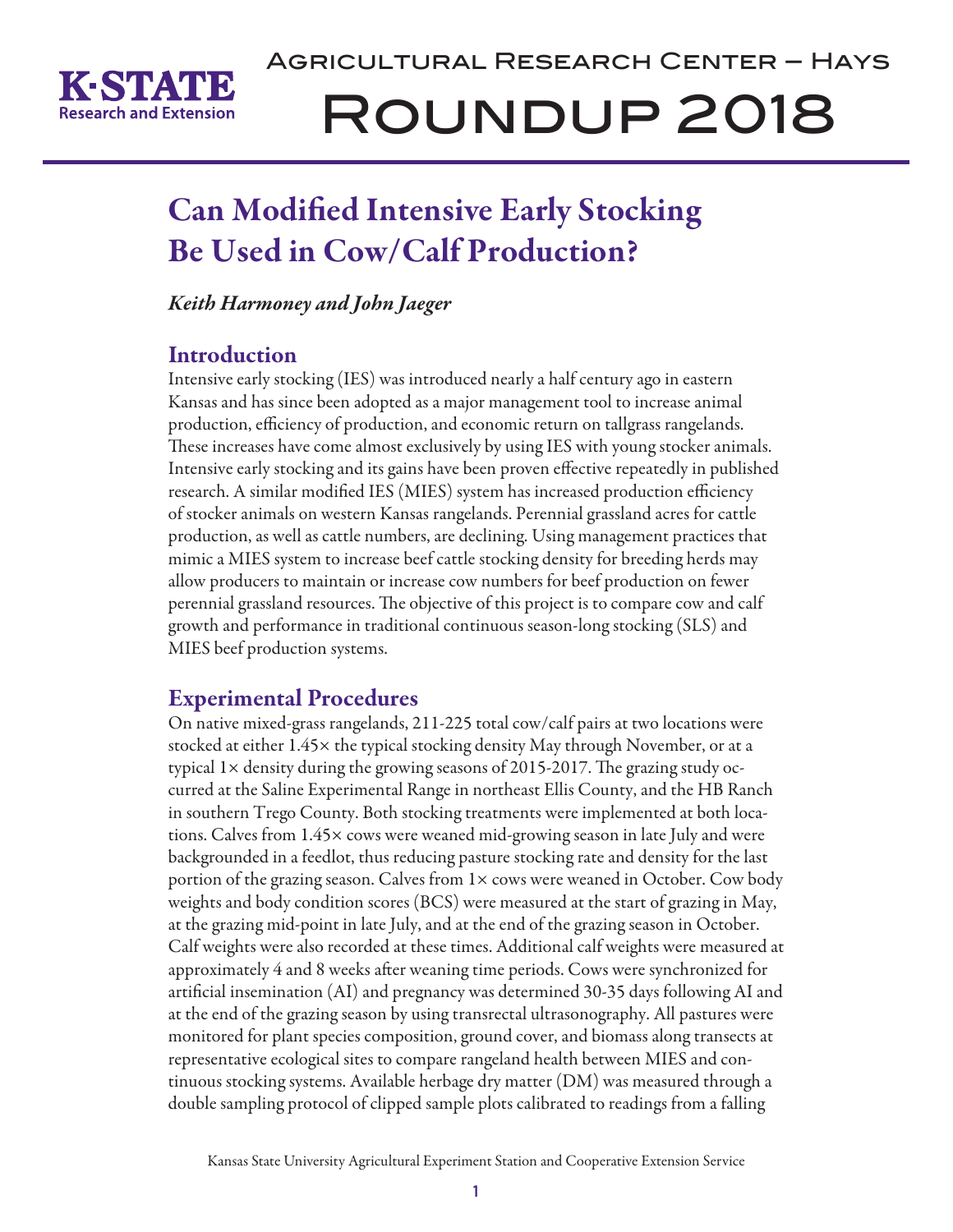# Can Modified Intensive Early Stocking Be Used in Cow/Calf Production?

*Keith Harmoney and John Jaeger*

## Introduction

Intensive early stocking (IES) was introduced nearly a half century ago in eastern Kansas and has since been adopted as a major management tool to increase animal production, efficiency of production, and economic return on tallgrass rangelands. These increases have come almost exclusively by using IES with young stocker animals. Intensive early stocking and its gains have been proven effective repeatedly in published research. A similar modified IES (MIES) system has increased production efficiency of stocker animals on western Kansas rangelands. Perennial grassland acres for cattle production, as well as cattle numbers, are declining. Using management practices that mimic a MIES system to increase beef cattle stocking density for breeding herds may allow producers to maintain or increase cow numbers for beef production on fewer perennial grassland resources. The objective of this project is to compare cow and calf growth and performance in traditional continuous season-long stocking (SLS) and MIES beef production systems.

## Experimental Procedures

On native mixed-grass rangelands, 211-225 total cow/calf pairs at two locations were stocked at either 1.45× the typical stocking density May through November, or at a typical 1× density during the growing seasons of 2015-2017. The grazing study occurred at the Saline Experimental Range in northeast Ellis County, and the HB Ranch in southern Trego County. Both stocking treatments were implemented at both locations. Calves from 1.45× cows were weaned mid-growing season in late July and were backgrounded in a feedlot, thus reducing pasture stocking rate and density for the last portion of the grazing season. Calves from 1× cows were weaned in October. Cow body weights and body condition scores (BCS) were measured at the start of grazing in May, at the grazing mid-point in late July, and at the end of the grazing season in October. Calf weights were also recorded at these times. Additional calf weights were measured at approximately 4 and 8 weeks after weaning time periods. Cows were synchronized for artificial insemination (AI) and pregnancy was determined 30-35 days following AI and at the end of the grazing season by using transrectal ultrasonography. All pastures were monitored for plant species composition, ground cover, and biomass along transects at representative ecological sites to compare rangeland health between MIES and continuous stocking systems. Available herbage dry matter (DM) was measured through a double sampling protocol of clipped sample plots calibrated to readings from a falling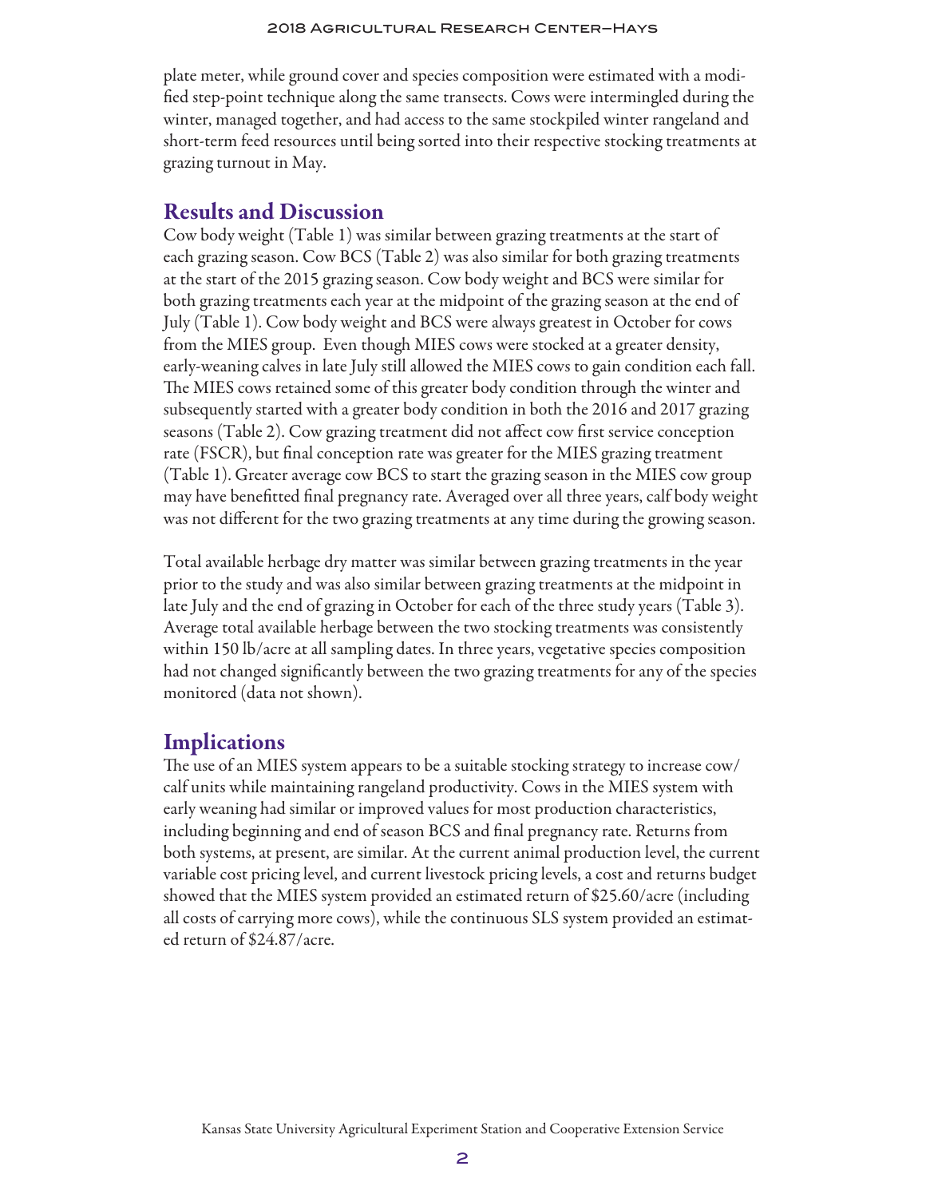plate meter, while ground cover and species composition were estimated with a modified step-point technique along the same transects. Cows were intermingled during the winter, managed together, and had access to the same stockpiled winter rangeland and short-term feed resources until being sorted into their respective stocking treatments at grazing turnout in May.

## Results and Discussion

Cow body weight (Table 1) was similar between grazing treatments at the start of each grazing season. Cow BCS (Table 2) was also similar for both grazing treatments at the start of the 2015 grazing season. Cow body weight and BCS were similar for both grazing treatments each year at the midpoint of the grazing season at the end of July (Table 1). Cow body weight and BCS were always greatest in October for cows from the MIES group. Even though MIES cows were stocked at a greater density, early-weaning calves in late July still allowed the MIES cows to gain condition each fall. The MIES cows retained some of this greater body condition through the winter and subsequently started with a greater body condition in both the 2016 and 2017 grazing seasons (Table 2). Cow grazing treatment did not affect cow first service conception rate (FSCR), but final conception rate was greater for the MIES grazing treatment (Table 1). Greater average cow BCS to start the grazing season in the MIES cow group may have benefitted final pregnancy rate. Averaged over all three years, calf body weight was not different for the two grazing treatments at any time during the growing season.

Total available herbage dry matter was similar between grazing treatments in the year prior to the study and was also similar between grazing treatments at the midpoint in late July and the end of grazing in October for each of the three study years (Table 3). Average total available herbage between the two stocking treatments was consistently within 150 lb/acre at all sampling dates. In three years, vegetative species composition had not changed significantly between the two grazing treatments for any of the species monitored (data not shown).

## Implications

The use of an MIES system appears to be a suitable stocking strategy to increase cow/calf units while maintaining rangeland productivity. Cows in the MIES system with early weaning had similar or improved values for most production characteristics, including beginning and end of season BCS and final pregnancy rate. Returns from both systems, at present, are similar. At the current animal production level, the current variable cost pricing level, and current livestock pricing levels, a cost and returns budget showed that the MIES system provided an estimated return of $25.60/acre (including all costs of carrying more cows), while the continuous SLS system provided an estimated return of $24.87/acre.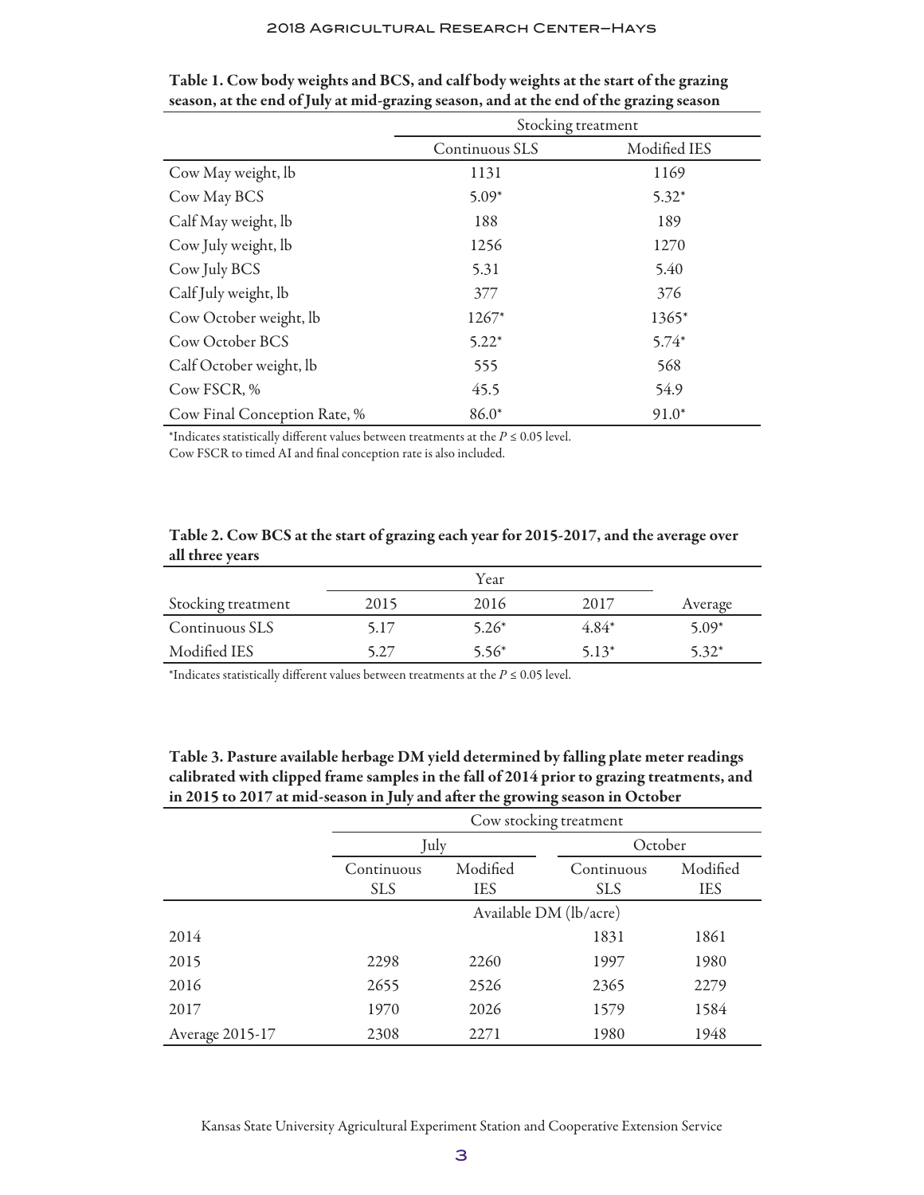**Table 1. Cow body weights and BCS, and calf body weights at the start of the grazing season, at the end of July at mid-grazing season, and at the end of the grazing season**

| | Stocking treatment | |
|---|---|---|
| | Continuous SLS | Modified IES |
| Cow May weight, lb | 1131 | 1169 |
| Cow May BCS | 5.09* | 5.32* |
| Calf May weight, lb | 188 | 189 |
| Cow July weight, lb | 1256 | 1270 |
| Cow July BCS | 5.31 | 5.40 |
| Calf July weight, lb | 377 | 376 |
| Cow October weight, lb | 1267* | 1365* |
| Cow October BCS | 5.22* | 5.74* |
| Calf October weight, lb | 555 | 568 |
| Cow FSCR, % | 45.5 | 54.9 |
| Cow Final Conception Rate, % | 86.0* | 91.0* |

*Indicates statistically different values between treatments at the $P \leq 0.05$ level.
Cow FSCR to timed AI and final conception rate is also included.

**Table 2. Cow BCS at the start of grazing each year for 2015-2017, and the average over all three years**

| | Year | | | |
|---|---|---|---|---|
| Stocking treatment | 2015 | 2016 | 2017 | Average |
| Continuous SLS | 5.17 | 5.26* | 4.84* | 5.09* |
| Modified IES | 5.27 | 5.56* | 5.13* | 5.32* |

*Indicates statistically different values between treatments at the $P \leq 0.05$ level.

**Table 3. Pasture available herbage DM yield determined by falling plate meter readings calibrated with clipped frame samples in the fall of 2014 prior to grazing treatments, and in 2015 to 2017 at mid-season in July and after the growing season in October**

| | Cow stocking treatment | | | |
|---|---|---|---|---|
| | July | | October | |
| | Continuous SLS | Modified IES | Continuous SLS | Modified IES |
| | Available DM (lb/acre) | | | |
| 2014 | | | 1831 | 1861 |
| 2015 | 2298 | 2260 | 1997 | 1980 |
| 2016 | 2655 | 2526 | 2365 | 2279 |
| 2017 | 1970 | 2026 | 1579 | 1584 |
| Average 2015-17 | 2308 | 2271 | 1980 | 1948 |